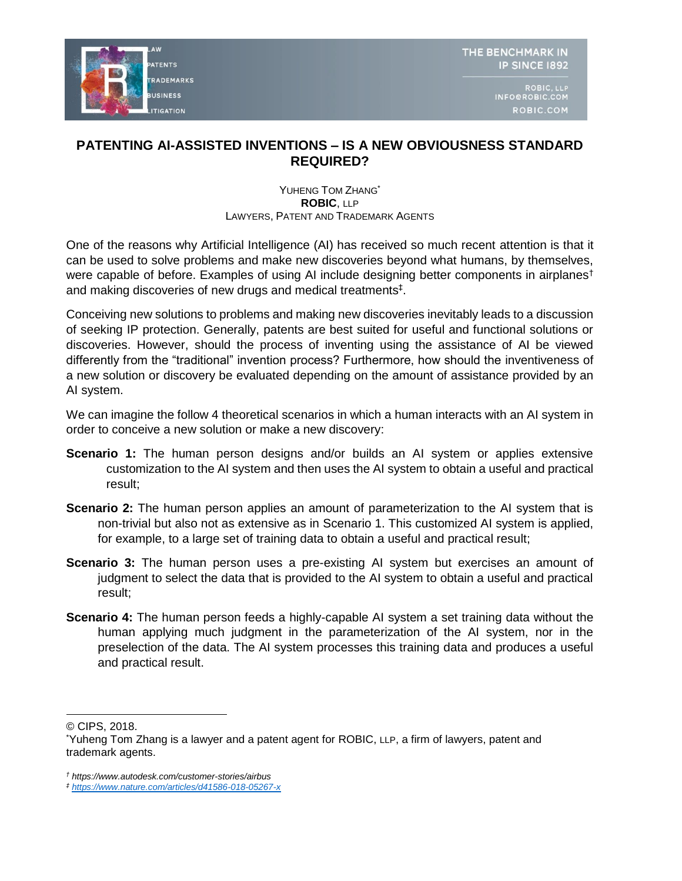# PATENTING AI-ASSISTED INVENTIONS – IS A NEW OBVIOUSNESS STANDARD REQUIRED?

YUHENG TOM ZHANG[*]
**ROBIC**, LLP
LAWYERS, PATENT AND TRADEMARK AGENTS

One of the reasons why Artificial Intelligence (AI) has received so much recent attention is that it can be used to solve problems and make new discoveries beyond what humans, by themselves, were capable of before. Examples of using AI include designing better components in airplanes[†] and making discoveries of new drugs and medical treatments[‡].

Conceiving new solutions to problems and making new discoveries inevitably leads to a discussion of seeking IP protection. Generally, patents are best suited for useful and functional solutions or discoveries. However, should the process of inventing using the assistance of AI be viewed differently from the "traditional" invention process? Furthermore, how should the inventiveness of a new solution or discovery be evaluated depending on the amount of assistance provided by an AI system.

We can imagine the follow 4 theoretical scenarios in which a human interacts with an AI system in order to conceive a new solution or make a new discovery:

**Scenario 1:** The human person designs and/or builds an AI system or applies extensive customization to the AI system and then uses the AI system to obtain a useful and practical result;

**Scenario 2:** The human person applies an amount of parameterization to the AI system that is non-trivial but also not as extensive as in Scenario 1. This customized AI system is applied, for example, to a large set of training data to obtain a useful and practical result;

**Scenario 3:** The human person uses a pre-existing AI system but exercises an amount of judgment to select the data that is provided to the AI system to obtain a useful and practical result;

**Scenario 4:** The human person feeds a highly-capable AI system a set training data without the human applying much judgment in the parameterization of the AI system, nor in the preselection of the data. The AI system processes this training data and produces a useful and practical result.

---

© CIPS, 2018.
[*]Yuheng Tom Zhang is a lawyer and a patent agent for ROBIC, LLP, a firm of lawyers, patent and trademark agents.

[†] *https://www.autodesk.com/customer-stories/airbus*
[‡] *https://www.nature.com/articles/d41586-018-05267-x*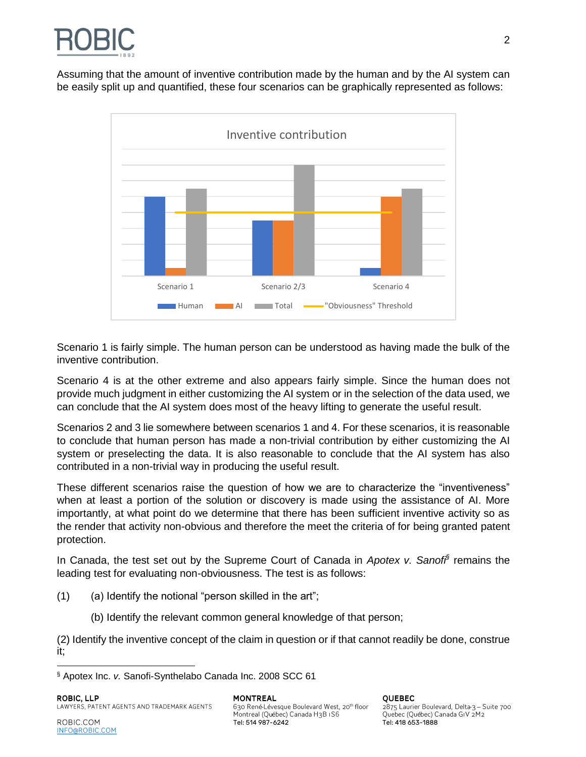Assuming that the amount of inventive contribution made by the human and by the AI system can be easily split up and quantified, these four scenarios can be graphically represented as follows:

Scenario 1 is fairly simple. The human person can be understood as having made the bulk of the inventive contribution.

Scenario 4 is at the other extreme and also appears fairly simple. Since the human does not provide much judgment in either customizing the AI system or in the selection of the data used, we can conclude that the AI system does most of the heavy lifting to generate the useful result.

Scenarios 2 and 3 lie somewhere between scenarios 1 and 4. For these scenarios, it is reasonable to conclude that human person has made a non-trivial contribution by either customizing the AI system or preselecting the data. It is also reasonable to conclude that the AI system has also contributed in a non-trivial way in producing the useful result.

These different scenarios raise the question of how we are to characterize the "inventiveness" when at least a portion of the solution or discovery is made using the assistance of AI. More importantly, at what point do we determine that there has been sufficient inventive activity so as the render that activity non-obvious and therefore the meet the criteria of for being granted patent protection.

In Canada, the test set out by the Supreme Court of Canada in *Apotex v. Sanofi*[§] remains the leading test for evaluating non-obviousness. The test is as follows:

(1) (a) Identify the notional "person skilled in the art";

(b) Identify the relevant common general knowledge of that person;

(2) Identify the inventive concept of the claim in question or if that cannot readily be done, construe it;

[§] Apotex Inc. *v.* Sanofi-Synthelabo Canada Inc. 2008 SCC 61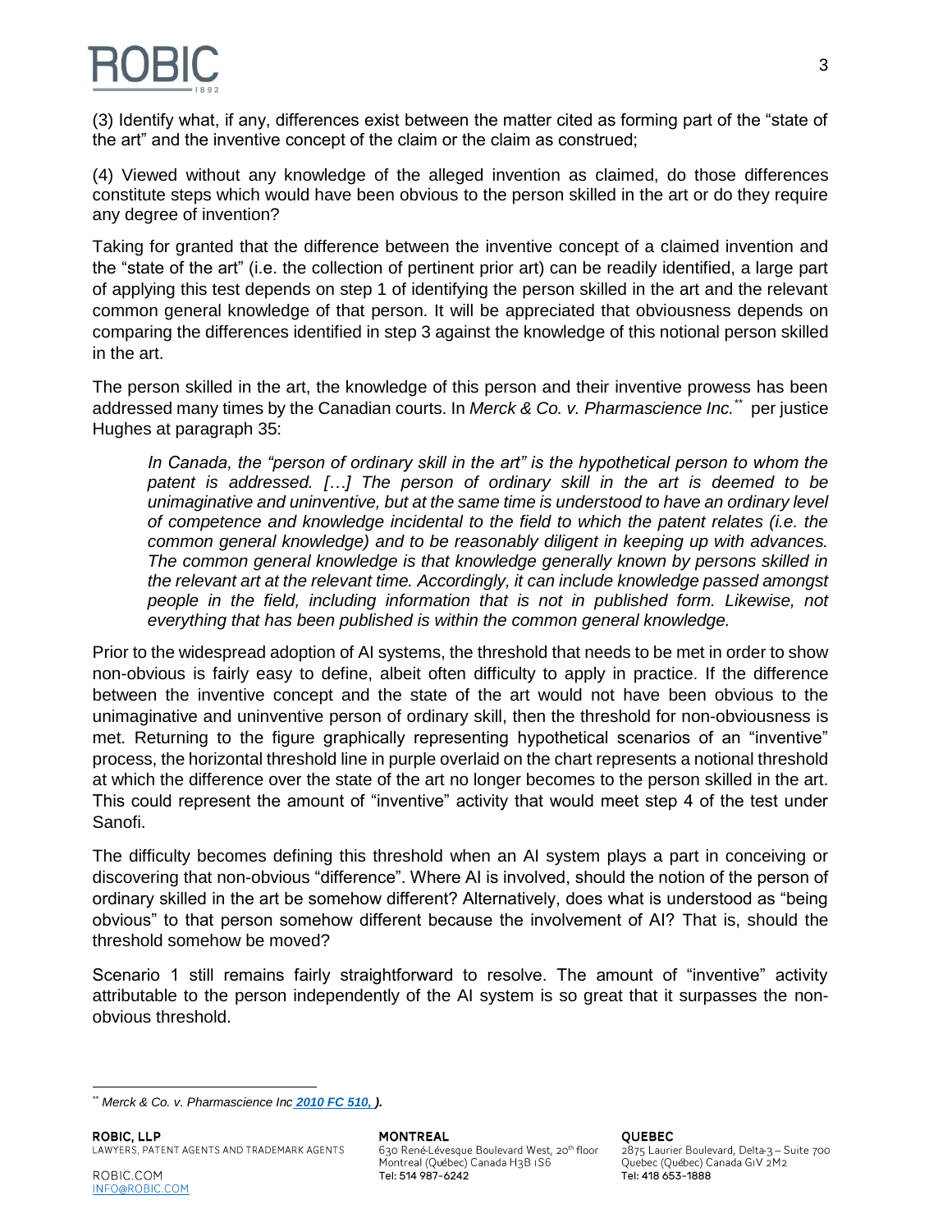(3) Identify what, if any, differences exist between the matter cited as forming part of the "state of the art" and the inventive concept of the claim or the claim as construed;

(4) Viewed without any knowledge of the alleged invention as claimed, do those differences constitute steps which would have been obvious to the person skilled in the art or do they require any degree of invention?

Taking for granted that the difference between the inventive concept of a claimed invention and the "state of the art" (i.e. the collection of pertinent prior art) can be readily identified, a large part of applying this test depends on step 1 of identifying the person skilled in the art and the relevant common general knowledge of that person. It will be appreciated that obviousness depends on comparing the differences identified in step 3 against the knowledge of this notional person skilled in the art.

The person skilled in the art, the knowledge of this person and their inventive prowess has been addressed many times by the Canadian courts. In *Merck & Co. v. Pharmascience Inc.*[**] per justice Hughes at paragraph 35:

> *In Canada, the "person of ordinary skill in the art" is the hypothetical person to whom the patent is addressed. […] The person of ordinary skill in the art is deemed to be unimaginative and uninventive, but at the same time is understood to have an ordinary level of competence and knowledge incidental to the field to which the patent relates (i.e. the common general knowledge) and to be reasonably diligent in keeping up with advances. The common general knowledge is that knowledge generally known by persons skilled in the relevant art at the relevant time. Accordingly, it can include knowledge passed amongst people in the field, including information that is not in published form. Likewise, not everything that has been published is within the common general knowledge.*

Prior to the widespread adoption of AI systems, the threshold that needs to be met in order to show non-obvious is fairly easy to define, albeit often difficulty to apply in practice. If the difference between the inventive concept and the state of the art would not have been obvious to the unimaginative and uninventive person of ordinary skill, then the threshold for non-obviousness is met. Returning to the figure graphically representing hypothetical scenarios of an "inventive" process, the horizontal threshold line in purple overlaid on the chart represents a notional threshold at which the difference over the state of the art no longer becomes to the person skilled in the art. This could represent the amount of "inventive" activity that would meet step 4 of the test under Sanofi.

The difficulty becomes defining this threshold when an AI system plays a part in conceiving or discovering that non-obvious "difference". Where AI is involved, should the notion of the person of ordinary skilled in the art be somehow different? Alternatively, does what is understood as "being obvious" to that person somehow different because the involvement of AI? That is, should the threshold somehow be moved?

Scenario 1 still remains fairly straightforward to resolve. The amount of "inventive" activity attributable to the person independently of the AI system is so great that it surpasses the non-obvious threshold.

---

[**] *Merck & Co. v. Pharmascience Inc* ***2010 FC 510, ).***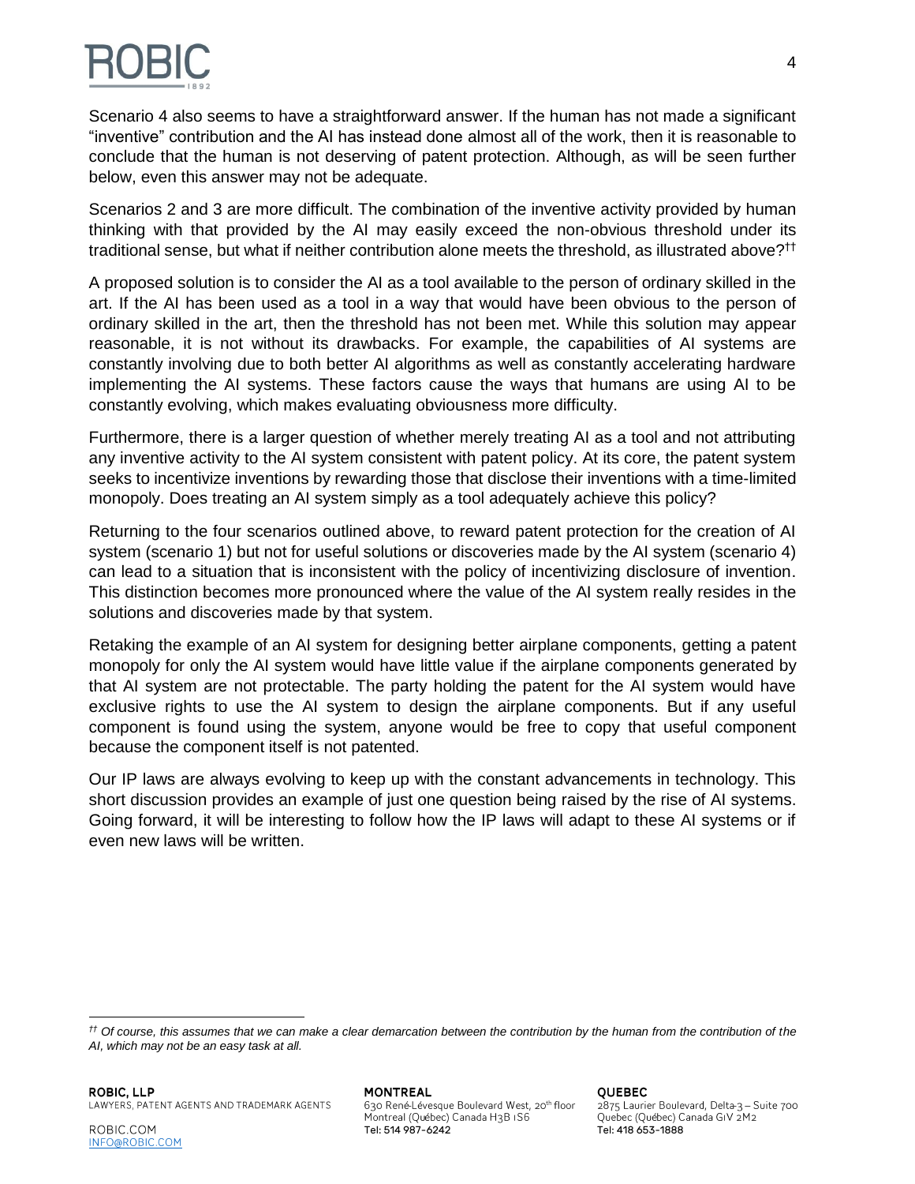Scenario 4 also seems to have a straightforward answer. If the human has not made a significant "inventive" contribution and the AI has instead done almost all of the work, then it is reasonable to conclude that the human is not deserving of patent protection. Although, as will be seen further below, even this answer may not be adequate.

Scenarios 2 and 3 are more difficult. The combination of the inventive activity provided by human thinking with that provided by the AI may easily exceed the non-obvious threshold under its traditional sense, but what if neither contribution alone meets the threshold, as illustrated above?[††]

A proposed solution is to consider the AI as a tool available to the person of ordinary skilled in the art. If the AI has been used as a tool in a way that would have been obvious to the person of ordinary skilled in the art, then the threshold has not been met. While this solution may appear reasonable, it is not without its drawbacks. For example, the capabilities of AI systems are constantly involving due to both better AI algorithms as well as constantly accelerating hardware implementing the AI systems. These factors cause the ways that humans are using AI to be constantly evolving, which makes evaluating obviousness more difficulty.

Furthermore, there is a larger question of whether merely treating AI as a tool and not attributing any inventive activity to the AI system consistent with patent policy. At its core, the patent system seeks to incentivize inventions by rewarding those that disclose their inventions with a time-limited monopoly. Does treating an AI system simply as a tool adequately achieve this policy?

Returning to the four scenarios outlined above, to reward patent protection for the creation of AI system (scenario 1) but not for useful solutions or discoveries made by the AI system (scenario 4) can lead to a situation that is inconsistent with the policy of incentivizing disclosure of invention. This distinction becomes more pronounced where the value of the AI system really resides in the solutions and discoveries made by that system.

Retaking the example of an AI system for designing better airplane components, getting a patent monopoly for only the AI system would have little value if the airplane components generated by that AI system are not protectable. The party holding the patent for the AI system would have exclusive rights to use the AI system to design the airplane components. But if any useful component is found using the system, anyone would be free to copy that useful component because the component itself is not patented.

Our IP laws are always evolving to keep up with the constant advancements in technology. This short discussion provides an example of just one question being raised by the rise of AI systems. Going forward, it will be interesting to follow how the IP laws will adapt to these AI systems or if even new laws will be written.

---

[††] *Of course, this assumes that we can make a clear demarcation between the contribution by the human from the contribution of the AI, which may not be an easy task at all.*